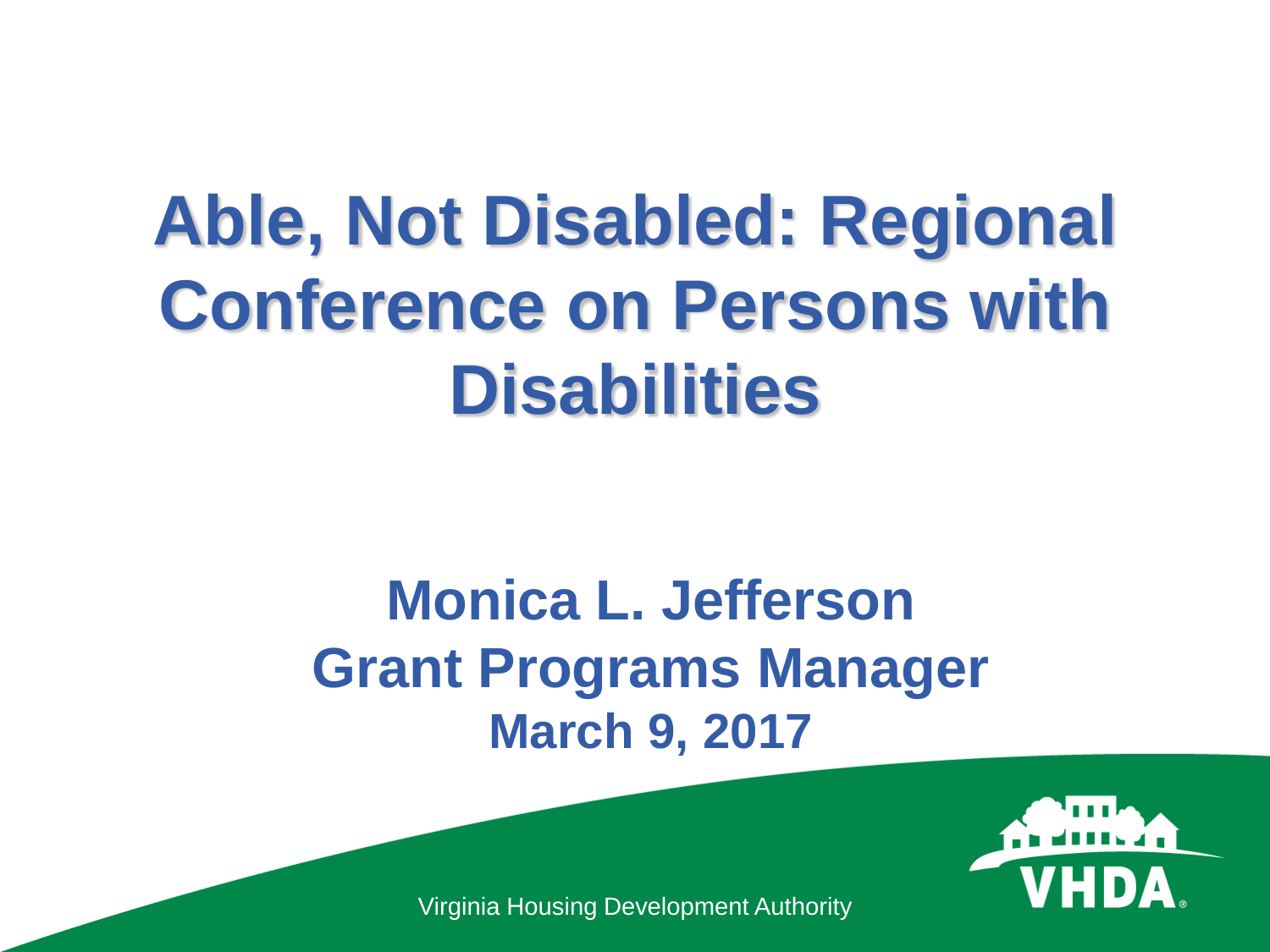# Able, Not Disabled: Regional Conference on Persons with Disabilities

**Monica L. Jefferson**

**Grant Programs Manager**

**March 9, 2017**

Virginia Housing Development Authority

VHDA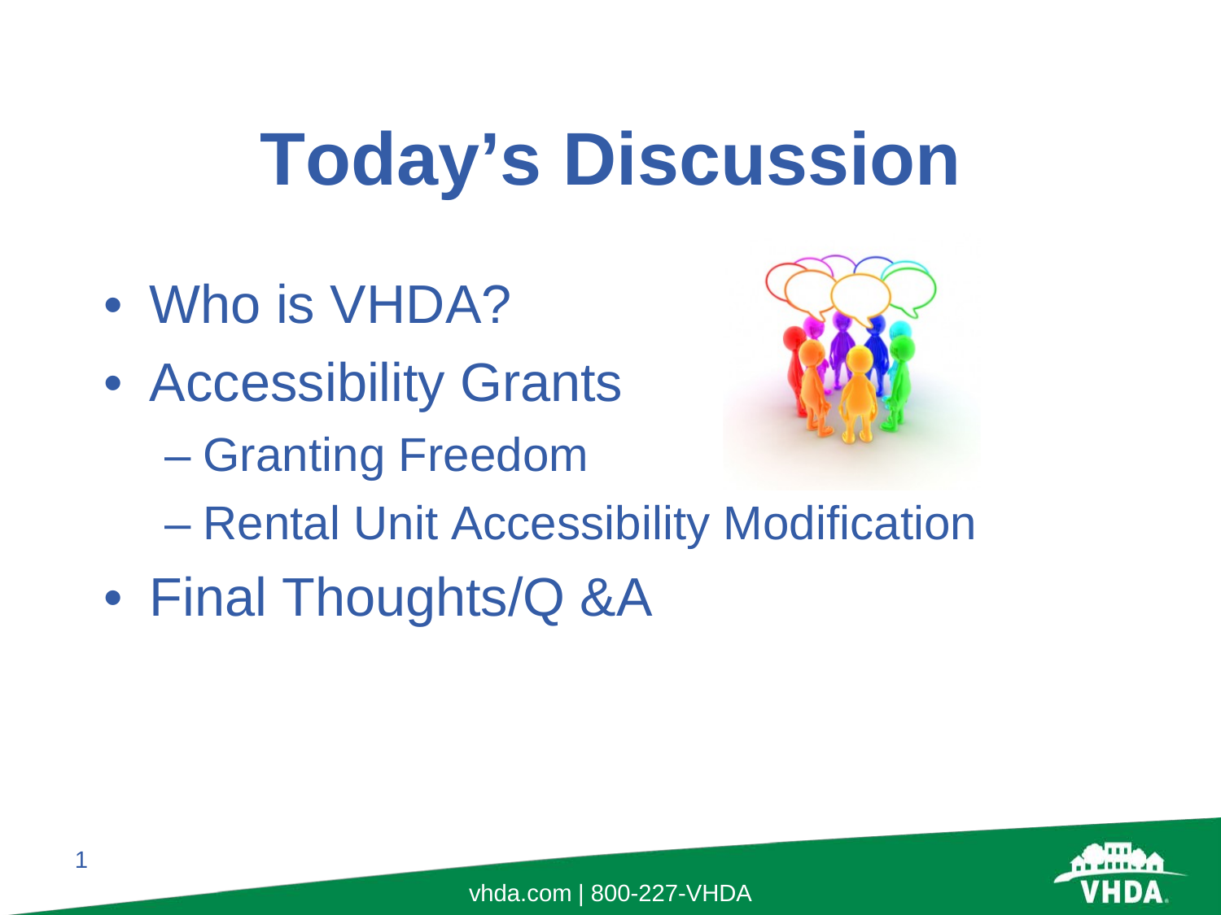# Today's Discussion

- Who is VHDA?
- Accessibility Grants
  - Granting Freedom
  - Rental Unit Accessibility Modification
- Final Thoughts/Q &A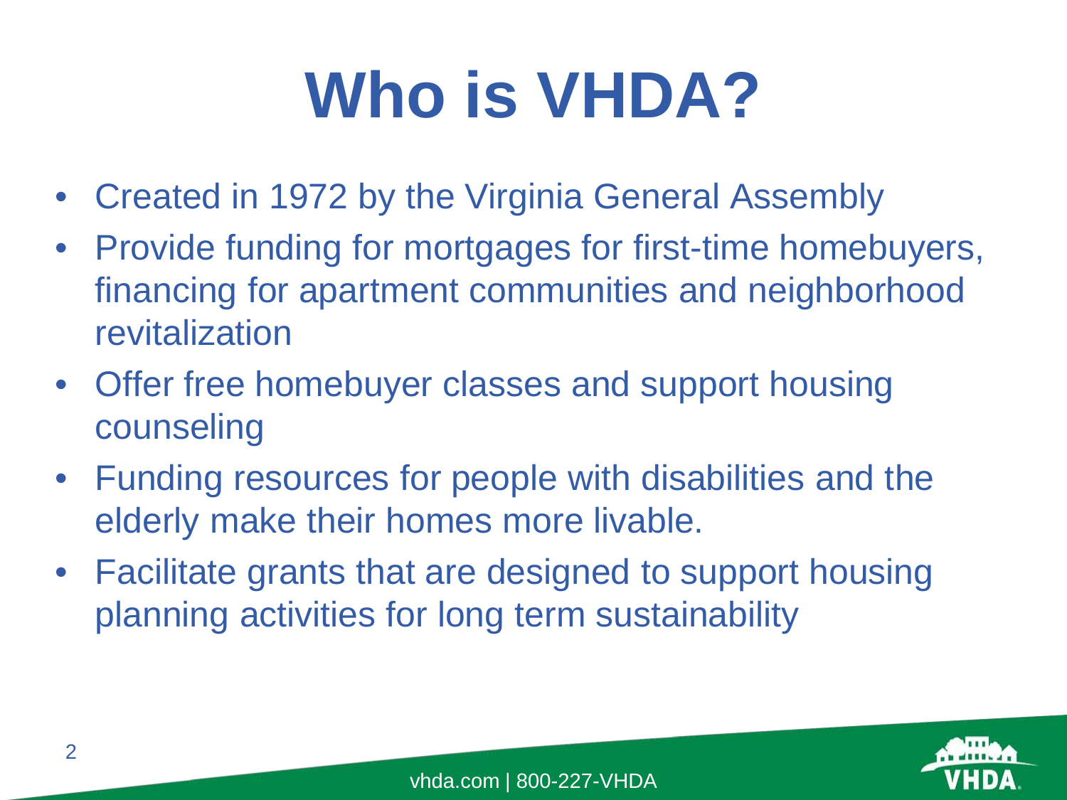# Who is VHDA?

- Created in 1972 by the Virginia General Assembly
- Provide funding for mortgages for first-time homebuyers, financing for apartment communities and neighborhood revitalization
- Offer free homebuyer classes and support housing counseling
- Funding resources for people with disabilities and the elderly make their homes more livable.
- Facilitate grants that are designed to support housing planning activities for long term sustainability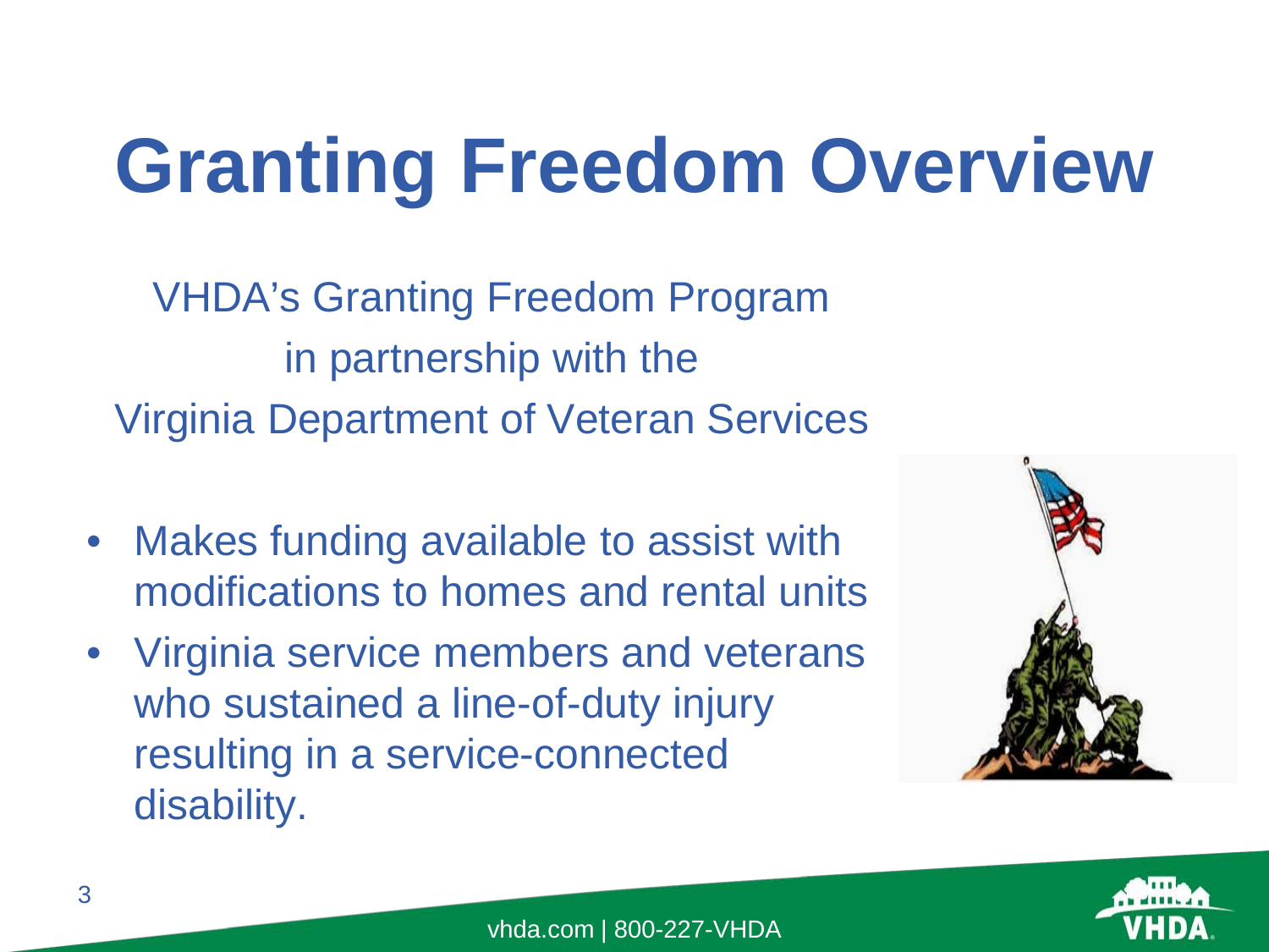# Granting Freedom Overview

VHDA's Granting Freedom Program
in partnership with the
Virginia Department of Veteran Services

- Makes funding available to assist with modifications to homes and rental units
- Virginia service members and veterans who sustained a line-of-duty injury resulting in a service-connected disability.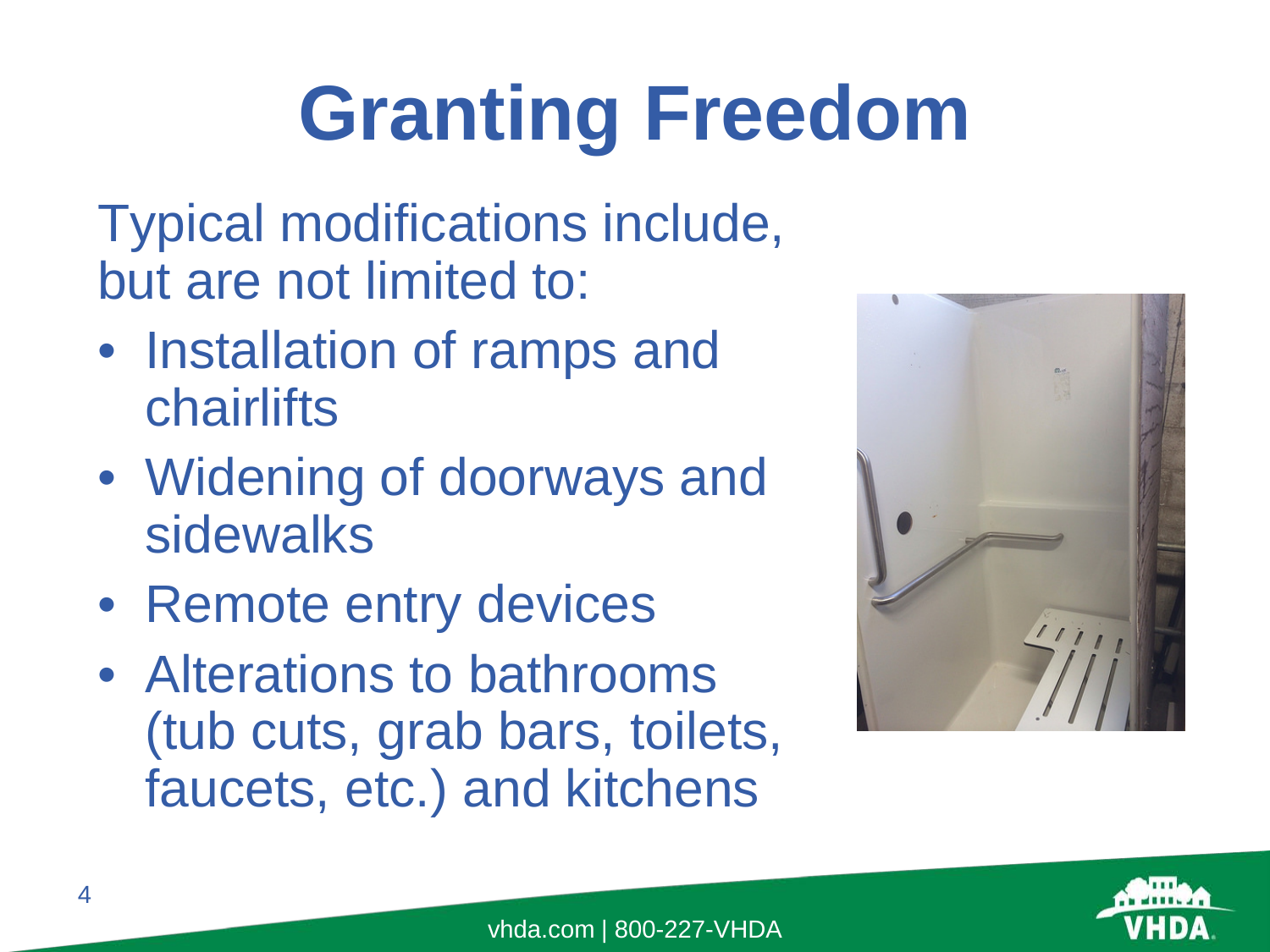# Granting Freedom

Typical modifications include, but are not limited to:

- Installation of ramps and chairlifts
- Widening of doorways and sidewalks
- Remote entry devices
- Alterations to bathrooms (tub cuts, grab bars, toilets, faucets, etc.) and kitchens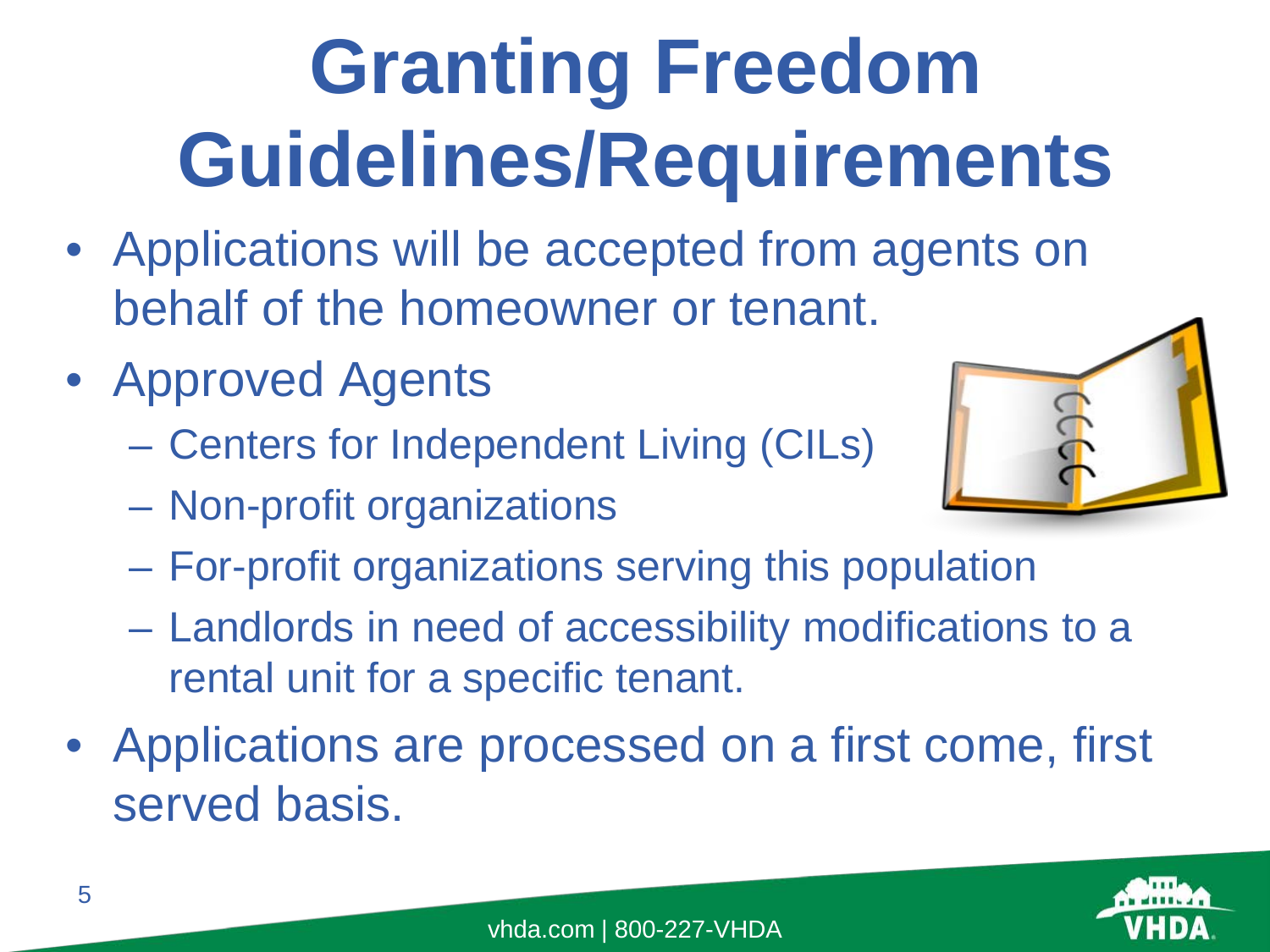# Granting Freedom Guidelines/Requirements

- Applications will be accepted from agents on behalf of the homeowner or tenant.
- Approved Agents
  - Centers for Independent Living (CILs)
  - Non-profit organizations
  - For-profit organizations serving this population
  - Landlords in need of accessibility modifications to a rental unit for a specific tenant.
- Applications are processed on a first come, first served basis.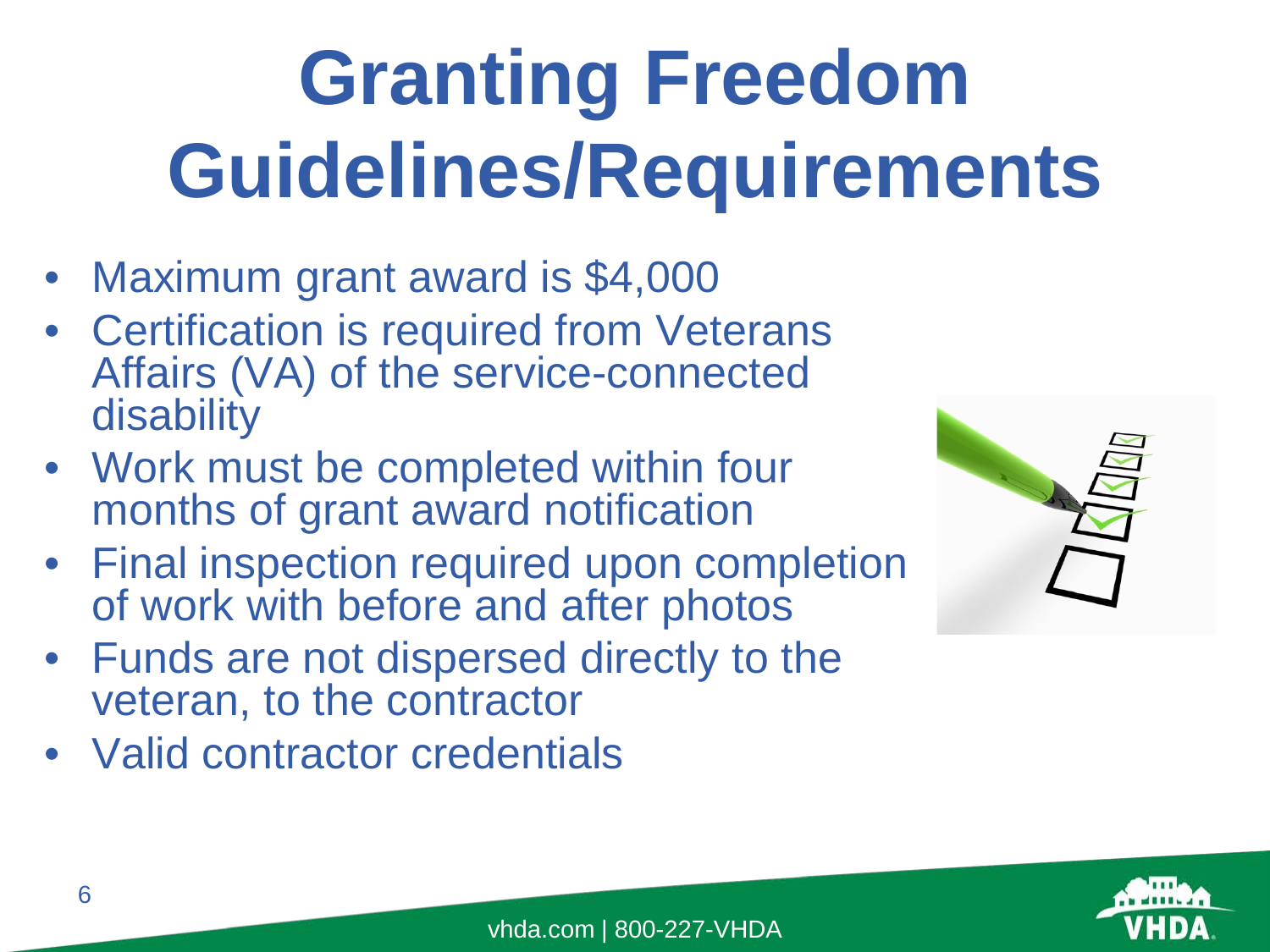# Granting Freedom Guidelines/Requirements

- Maximum grant award is $4,000
- Certification is required from Veterans Affairs (VA) of the service-connected disability
- Work must be completed within four months of grant award notification
- Final inspection required upon completion of work with before and after photos
- Funds are not dispersed directly to the veteran, to the contractor
- Valid contractor credentials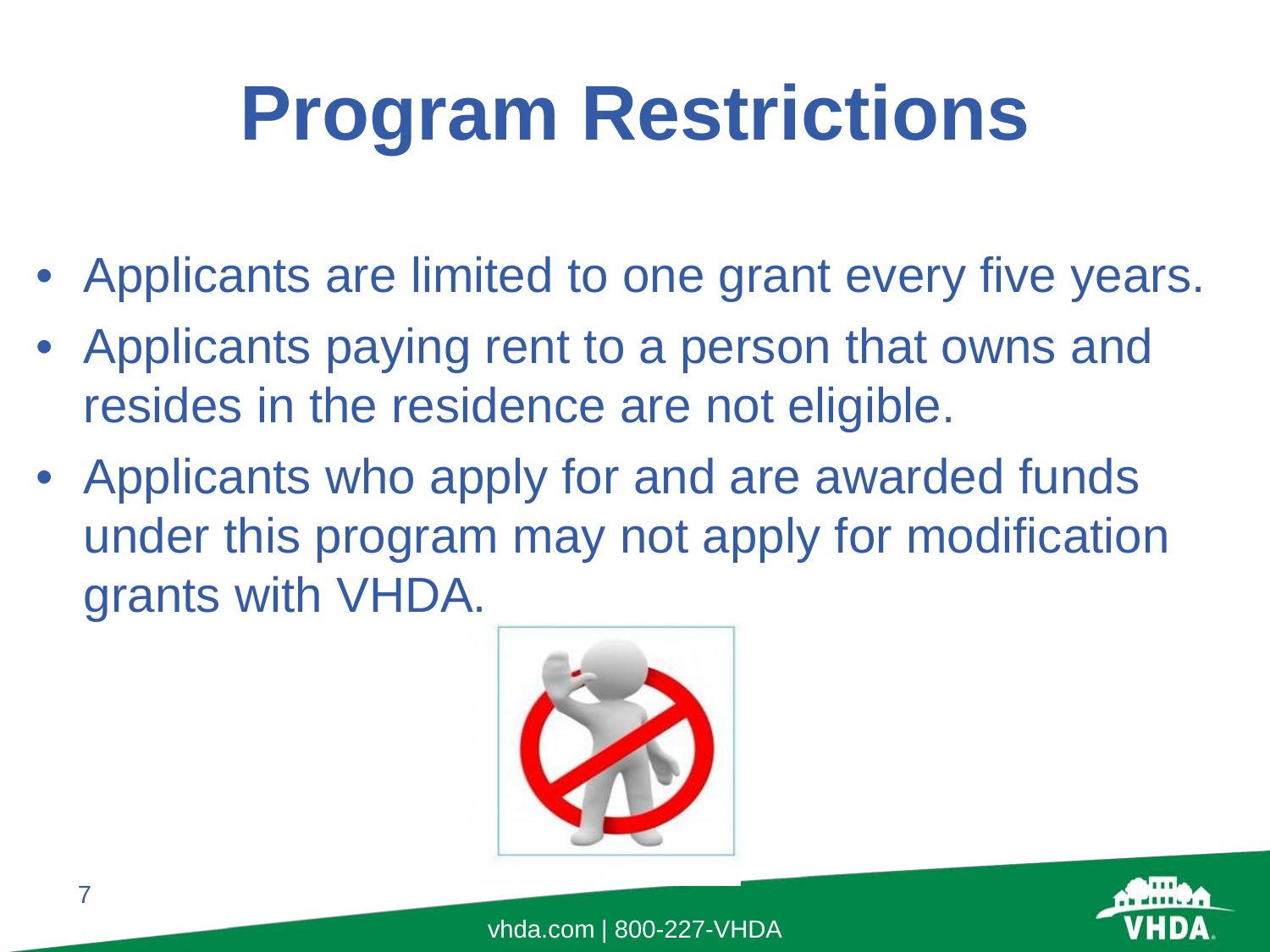# Program Restrictions

- Applicants are limited to one grant every five years.
- Applicants paying rent to a person that owns and resides in the residence are not eligible.
- Applicants who apply for and are awarded funds under this program may not apply for modification grants with VHDA.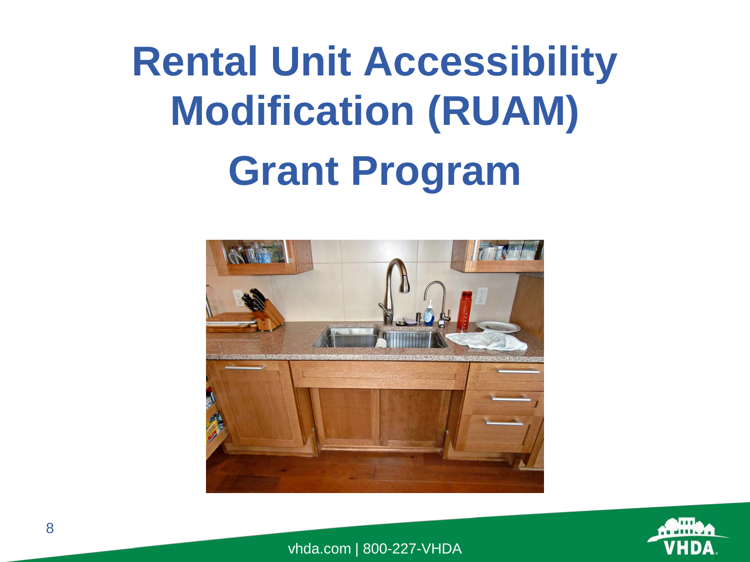# Rental Unit Accessibility Modification (RUAM) Grant Program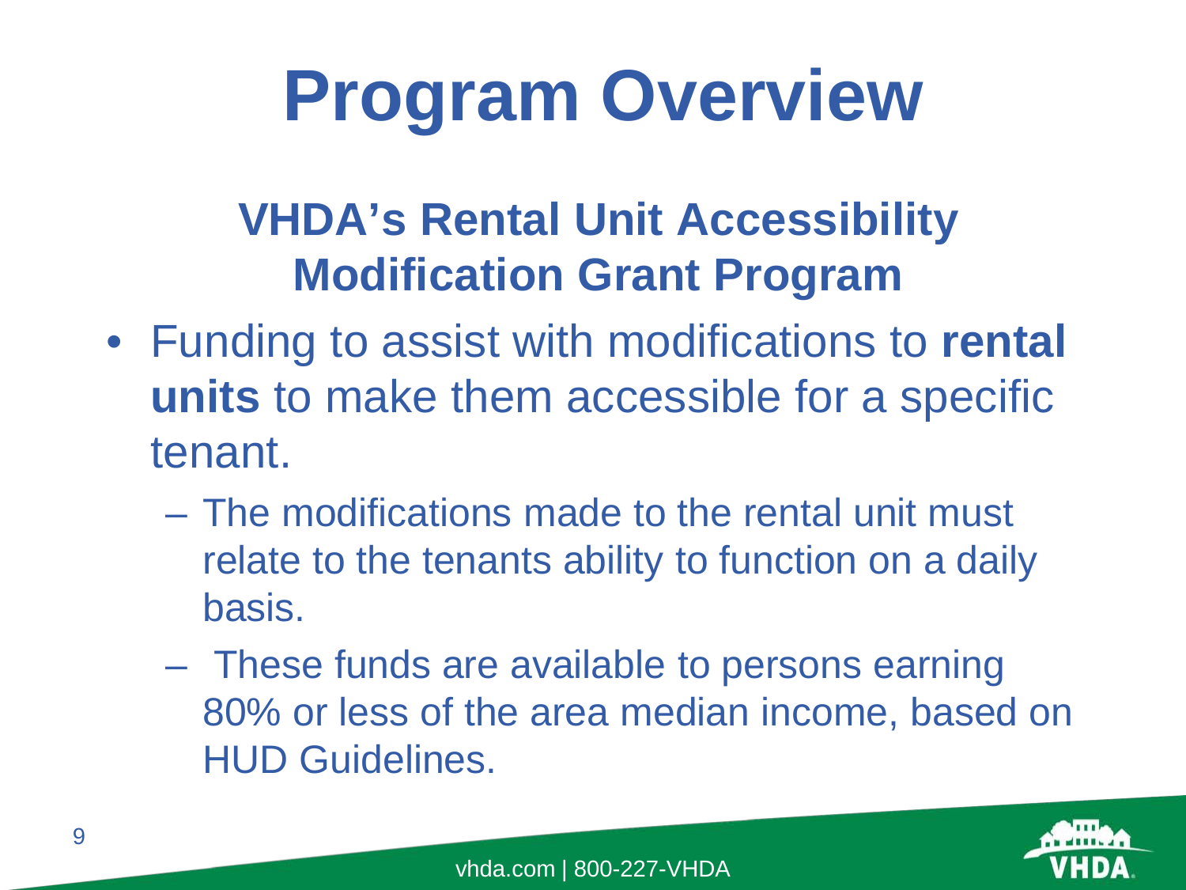# Program Overview

## VHDA's Rental Unit Accessibility Modification Grant Program

- Funding to assist with modifications to **rental units** to make them accessible for a specific tenant.
  - The modifications made to the rental unit must relate to the tenants ability to function on a daily basis.
  - These funds are available to persons earning 80% or less of the area median income, based on HUD Guidelines.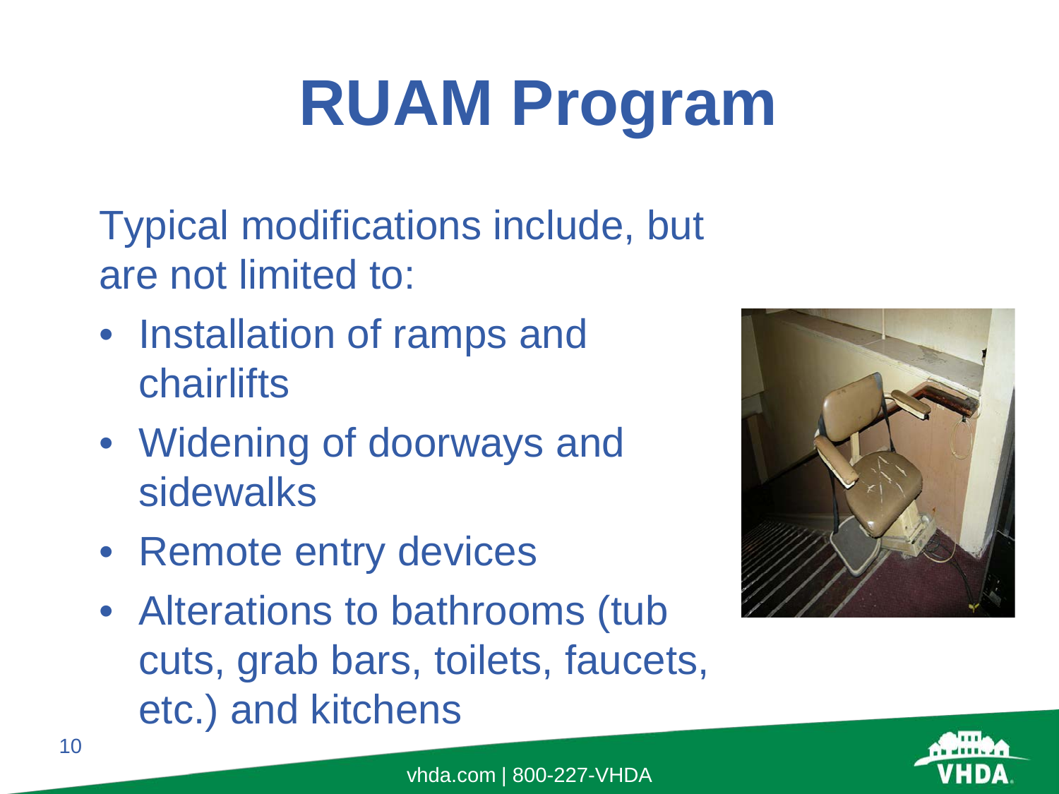# RUAM Program

Typical modifications include, but are not limited to:

- Installation of ramps and chairlifts
- Widening of doorways and sidewalks
- Remote entry devices
- Alterations to bathrooms (tub cuts, grab bars, toilets, faucets, etc.) and kitchens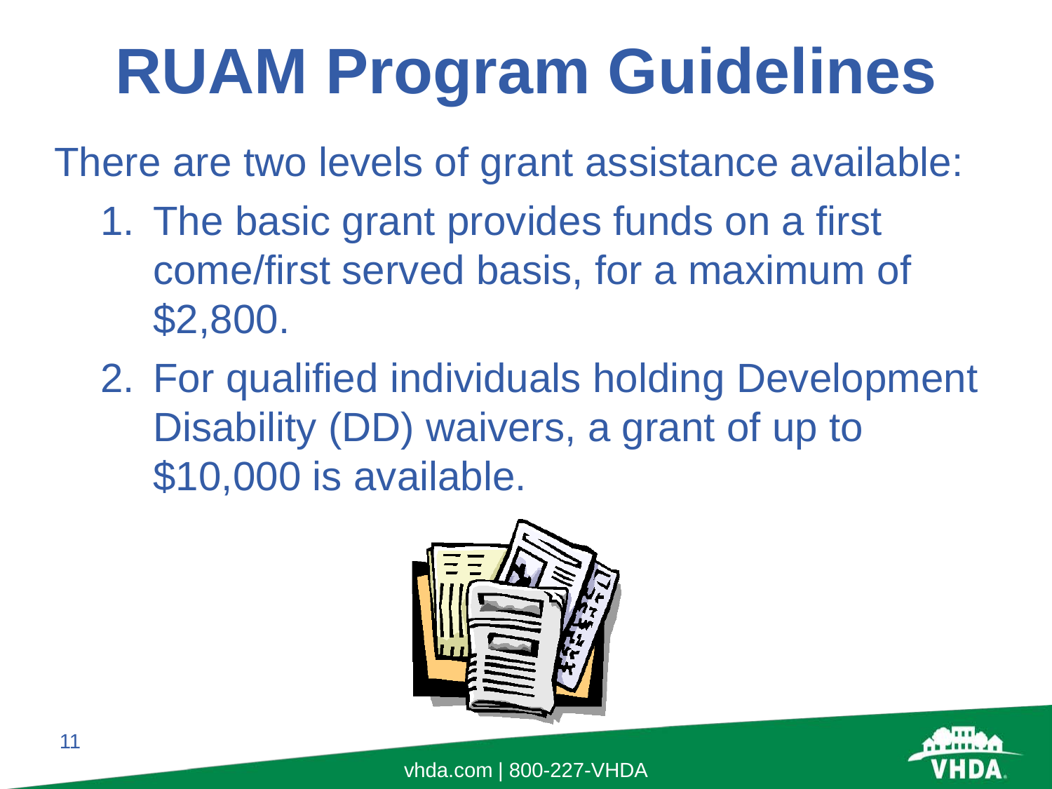# RUAM Program Guidelines

There are two levels of grant assistance available:

1. The basic grant provides funds on a first come/first served basis, for a maximum of $2,800.
2. For qualified individuals holding Development Disability (DD) waivers, a grant of up to $10,000 is available.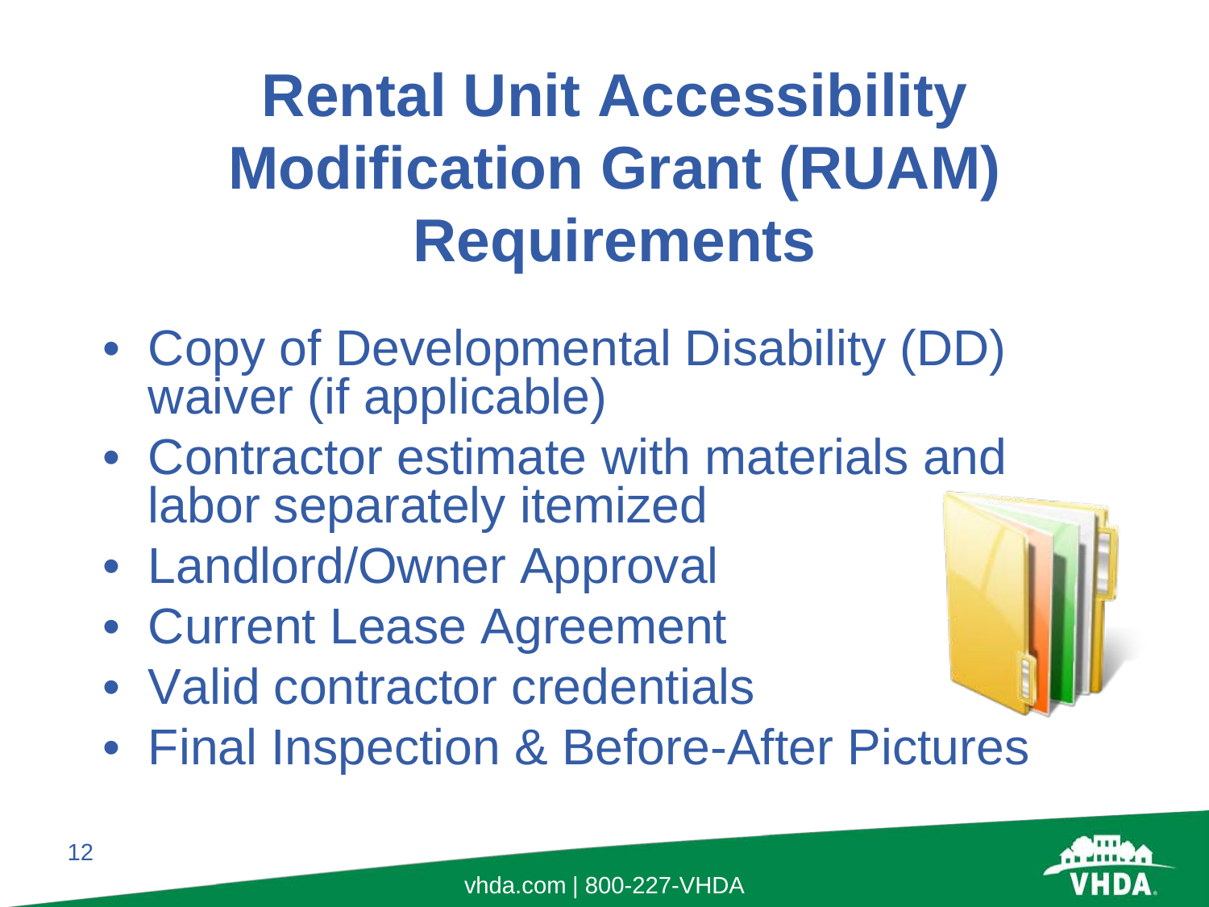# Rental Unit Accessibility Modification Grant (RUAM) Requirements

- Copy of Developmental Disability (DD) waiver (if applicable)
- Contractor estimate with materials and labor separately itemized
- Landlord/Owner Approval
- Current Lease Agreement
- Valid contractor credentials
- Final Inspection & Before-After Pictures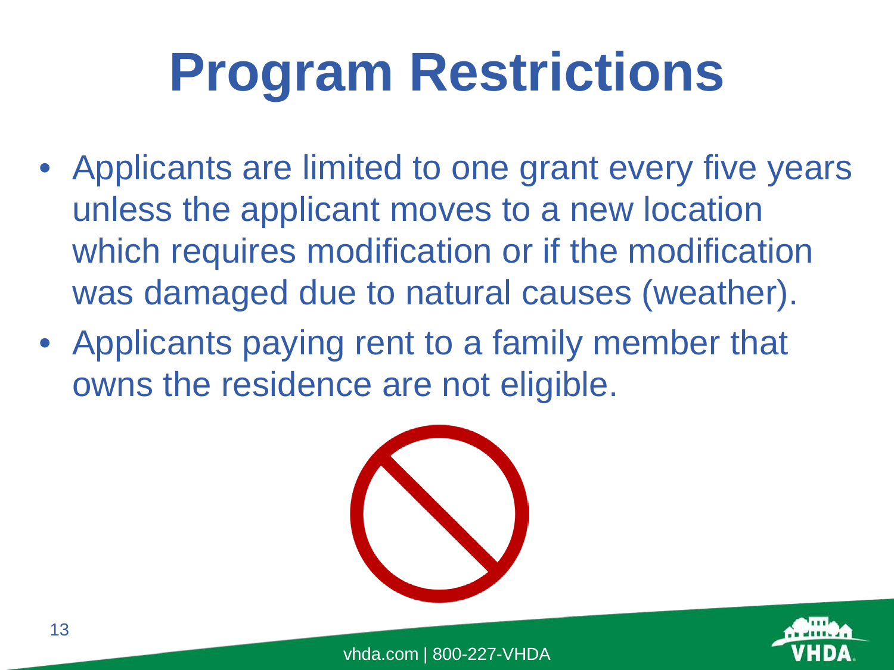# Program Restrictions

- Applicants are limited to one grant every five years unless the applicant moves to a new location which requires modification or if the modification was damaged due to natural causes (weather).
- Applicants paying rent to a family member that owns the residence are not eligible.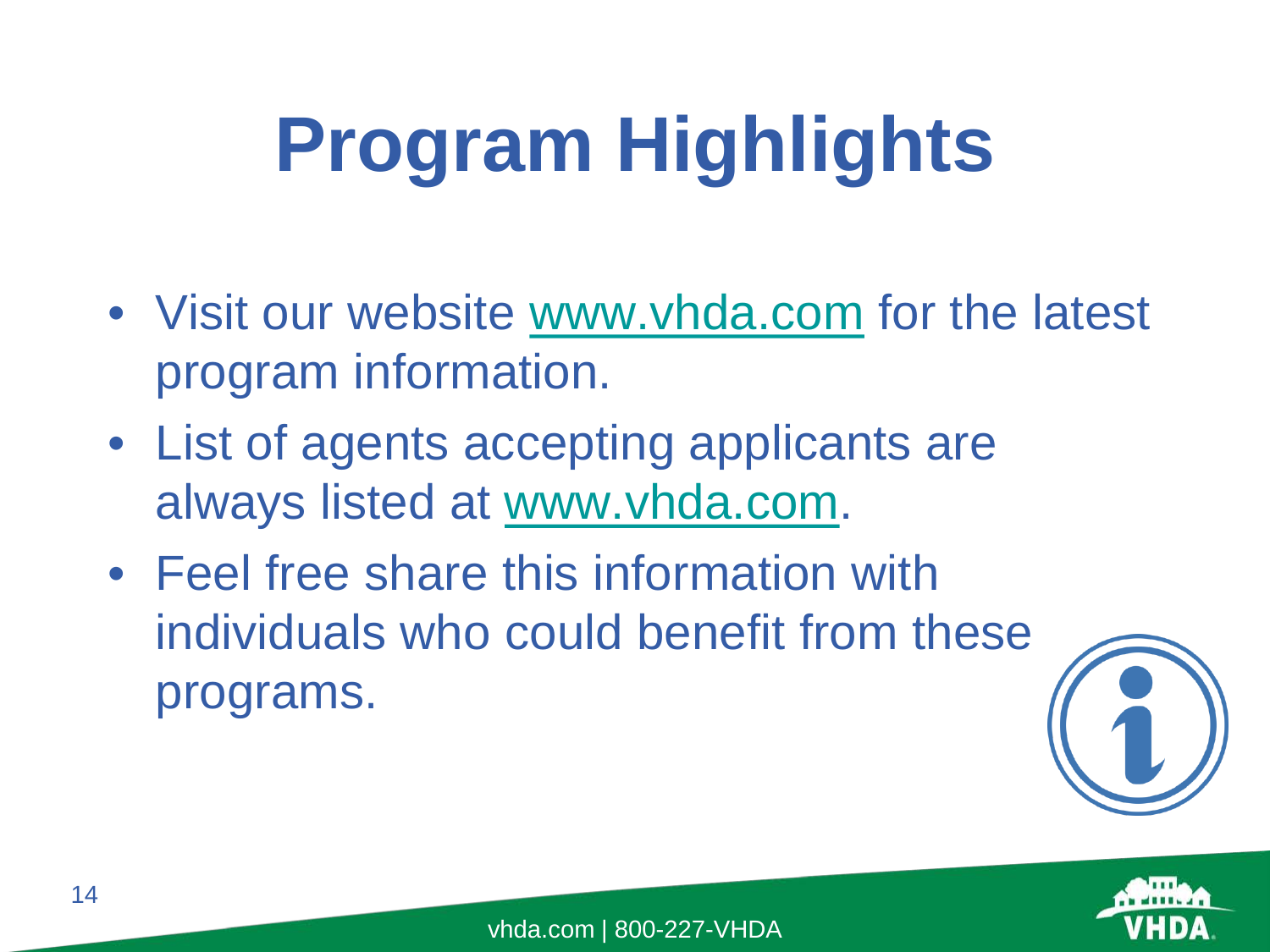# Program Highlights

- Visit our website www.vhda.com for the latest program information.
- List of agents accepting applicants are always listed at www.vhda.com.
- Feel free share this information with individuals who could benefit from these programs.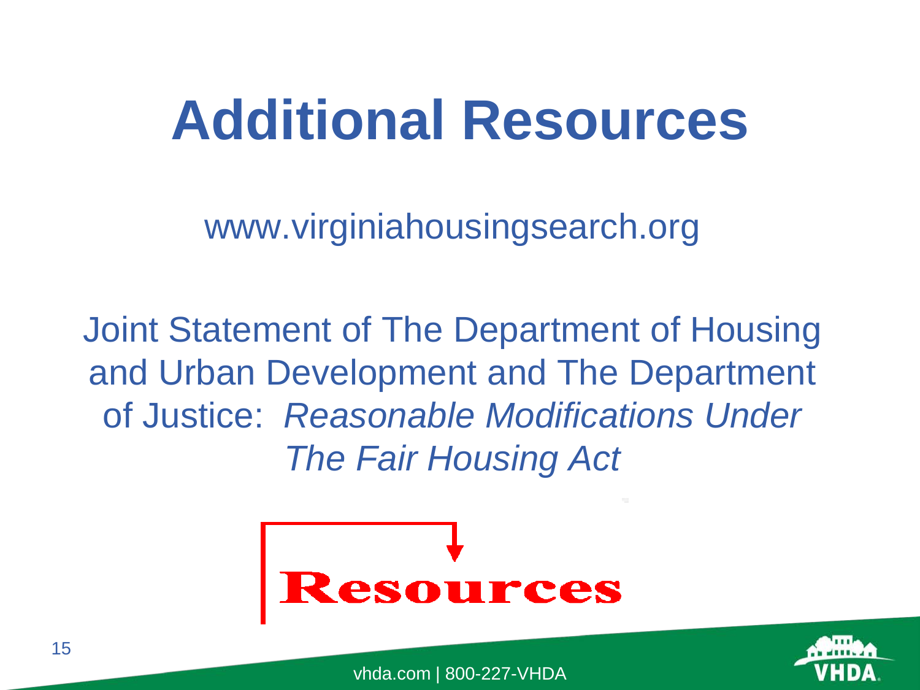# Additional Resources

www.virginiahousingsearch.org

Joint Statement of The Department of Housing and Urban Development and The Department of Justice: *Reasonable Modifications Under The Fair Housing Act*

Resources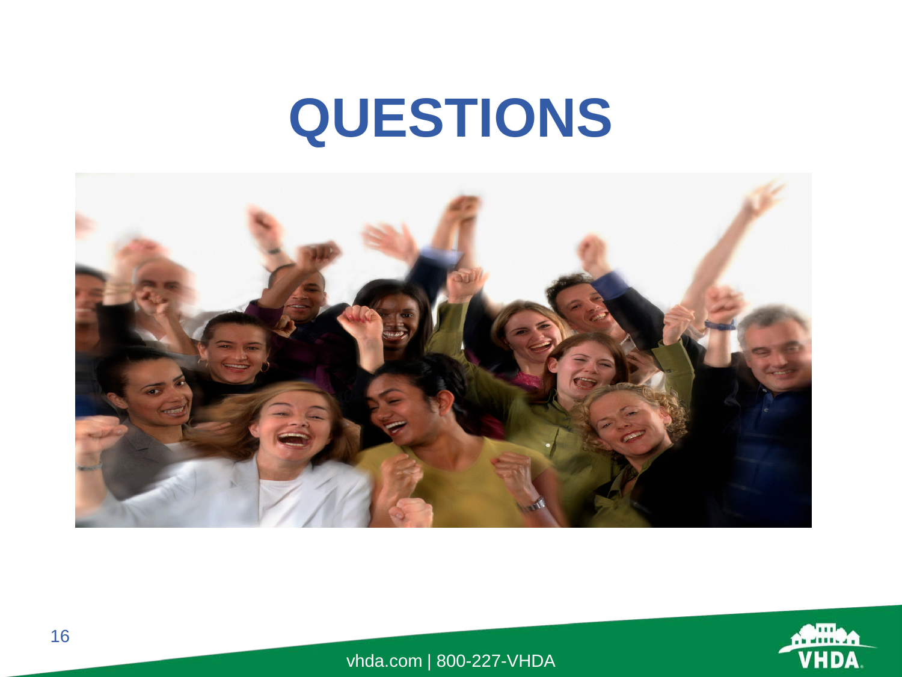# QUESTIONS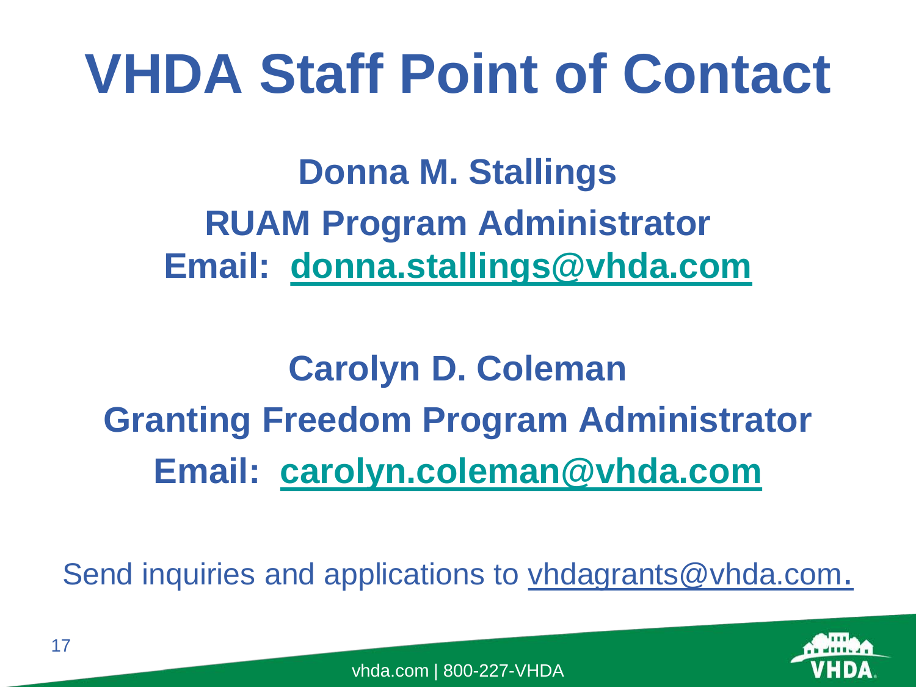# VHDA Staff Point of Contact

**Donna M. Stallings**
**RUAM Program Administrator**
**Email: donna.stallings@vhda.com**

**Carolyn D. Coleman**
**Granting Freedom Program Administrator**
**Email: carolyn.coleman@vhda.com**

Send inquiries and applications to vhdagrants@vhda.com.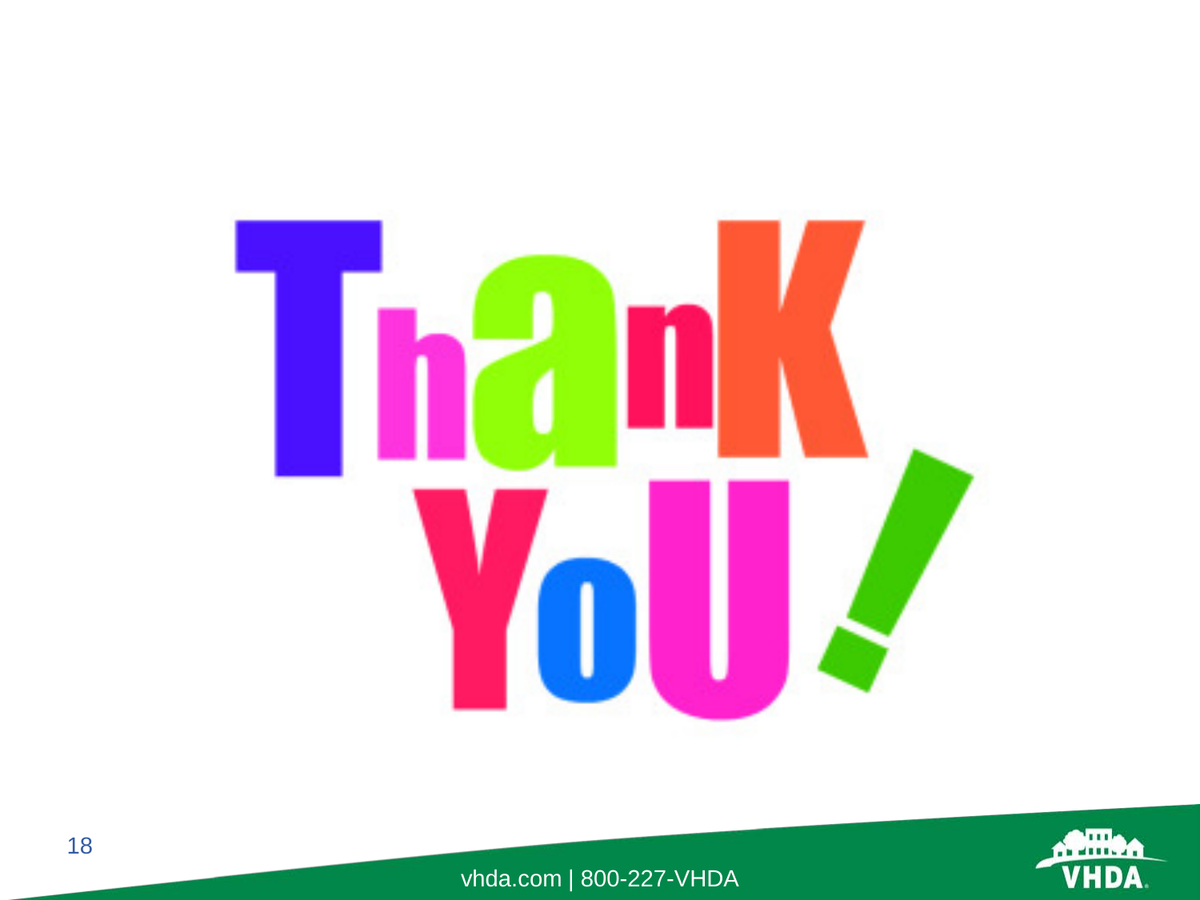# Thank You!